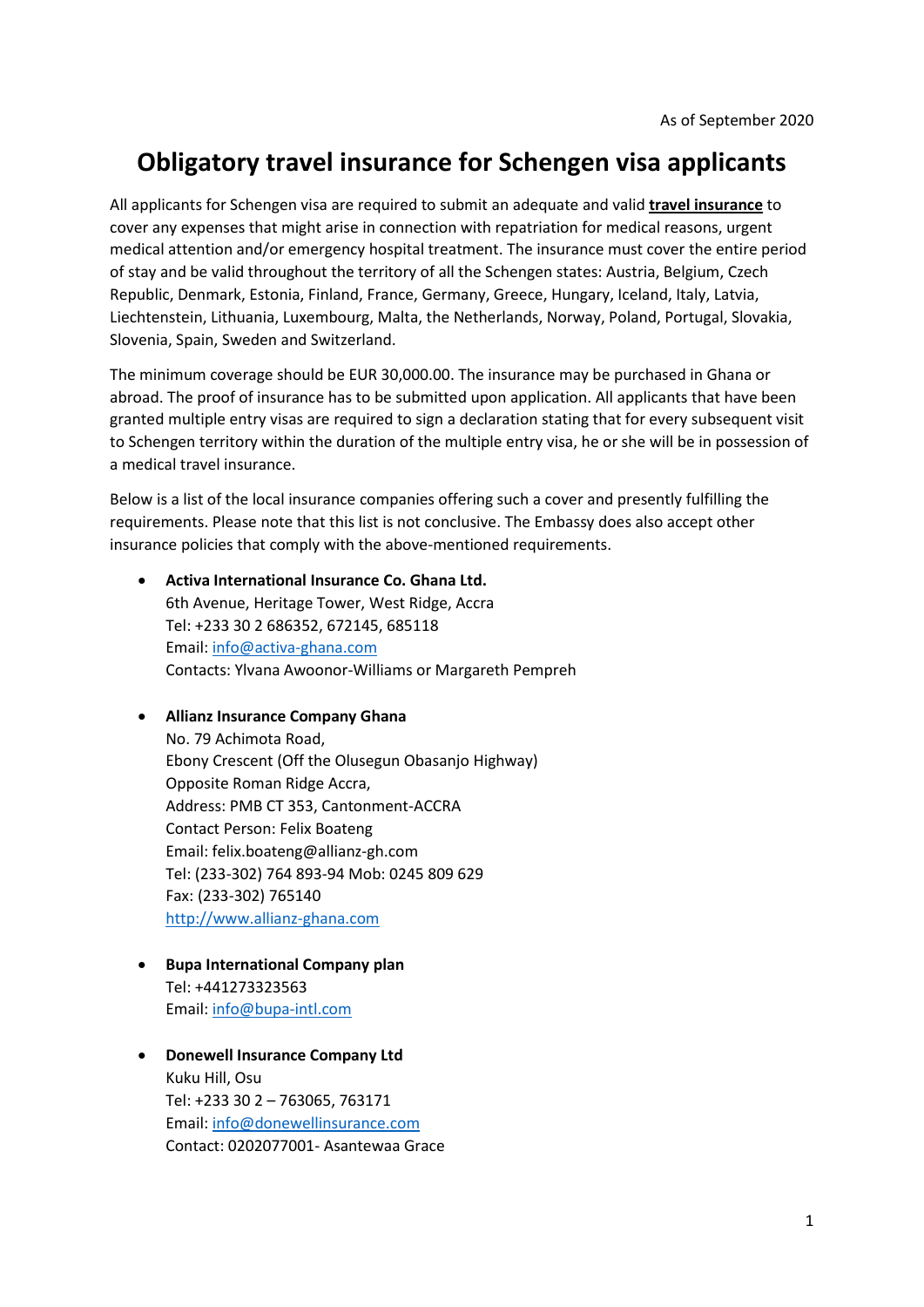As of September 2020

# Obligatory travel insurance for Schengen visa applicants

All applicants for Schengen visa are required to submit an adequate and valid **travel insurance** to cover any expenses that might arise in connection with repatriation for medical reasons, urgent medical attention and/or emergency hospital treatment. The insurance must cover the entire period of stay and be valid throughout the territory of all the Schengen states: Austria, Belgium, Czech Republic, Denmark, Estonia, Finland, France, Germany, Greece, Hungary, Iceland, Italy, Latvia, Liechtenstein, Lithuania, Luxembourg, Malta, the Netherlands, Norway, Poland, Portugal, Slovakia, Slovenia, Spain, Sweden and Switzerland.

The minimum coverage should be EUR 30,000.00. The insurance may be purchased in Ghana or abroad. The proof of insurance has to be submitted upon application. All applicants that have been granted multiple entry visas are required to sign a declaration stating that for every subsequent visit to Schengen territory within the duration of the multiple entry visa, he or she will be in possession of a medical travel insurance.

Below is a list of the local insurance companies offering such a cover and presently fulfilling the requirements. Please note that this list is not conclusive. The Embassy does also accept other insurance policies that comply with the above-mentioned requirements.

- **Activa International Insurance Co. Ghana Ltd.**
  6th Avenue, Heritage Tower, West Ridge, Accra
  Tel: +233 30 2 686352, 672145, 685118
  Email: info@activa-ghana.com
  Contacts: Ylvana Awoonor-Williams or Margareth Pempreh

- **Allianz Insurance Company Ghana**
  No. 79 Achimota Road,
  Ebony Crescent (Off the Olusegun Obasanjo Highway)
  Opposite Roman Ridge Accra,
  Address: PMB CT 353, Cantonment-ACCRA
  Contact Person: Felix Boateng
  Email: felix.boateng@allianz-gh.com
  Tel: (233-302) 764 893-94 Mob: 0245 809 629
  Fax: (233-302) 765140
  http://www.allianz-ghana.com

- **Bupa International Company plan**
  Tel: +441273323563
  Email: info@bupa-intl.com

- **Donewell Insurance Company Ltd**
  Kuku Hill, Osu
  Tel: +233 30 2 – 763065, 763171
  Email: info@donewellinsurance.com
  Contact: 0202077001- Asantewaa Grace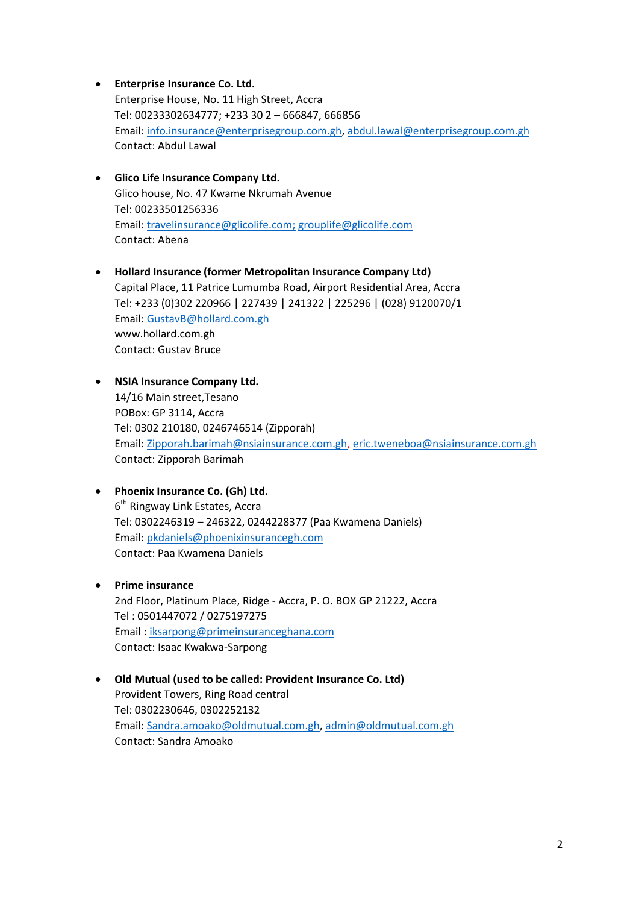- **Enterprise Insurance Co. Ltd.**
  Enterprise House, No. 11 High Street, Accra
  Tel: 00233302634777; +233 30 2 – 666847, 666856
  Email: info.insurance@enterprisegroup.com.gh, abdul.lawal@enterprisegroup.com.gh
  Contact: Abdul Lawal

- **Glico Life Insurance Company Ltd.**
  Glico house, No. 47 Kwame Nkrumah Avenue
  Tel: 00233501256336
  Email: travelinsurance@glicolife.com; grouplife@glicolife.com
  Contact: Abena

- **Hollard Insurance (former Metropolitan Insurance Company Ltd)**
  Capital Place, 11 Patrice Lumumba Road, Airport Residential Area, Accra
  Tel: +233 (0)302 220966 | 227439 | 241322 | 225296 | (028) 9120070/1
  Email: GustavB@hollard.com.gh
  www.hollard.com.gh
  Contact: Gustav Bruce

- **NSIA Insurance Company Ltd.**
  14/16 Main street,Tesano
  POBox: GP 3114, Accra
  Tel: 0302 210180, 0246746514 (Zipporah)
  Email: Zipporah.barimah@nsiainsurance.com.gh, eric.tweneboa@nsiainsurance.com.gh
  Contact: Zipporah Barimah

- **Phoenix Insurance Co. (Gh) Ltd.**
  6th Ringway Link Estates, Accra
  Tel: 0302246319 – 246322, 0244228377 (Paa Kwamena Daniels)
  Email: pkdaniels@phoenixinsurancegh.com
  Contact: Paa Kwamena Daniels

- **Prime insurance**
  2nd Floor, Platinum Place, Ridge - Accra, P. O. BOX GP 21222, Accra
  Tel : 0501447072 / 0275197275
  Email : iksarpong@primeinsuranceghana.com
  Contact: Isaac Kwakwa-Sarpong

- **Old Mutual (used to be called: Provident Insurance Co. Ltd)**
  Provident Towers, Ring Road central
  Tel: 0302230646, 0302252132
  Email: Sandra.amoako@oldmutual.com.gh, admin@oldmutual.com.gh
  Contact: Sandra Amoako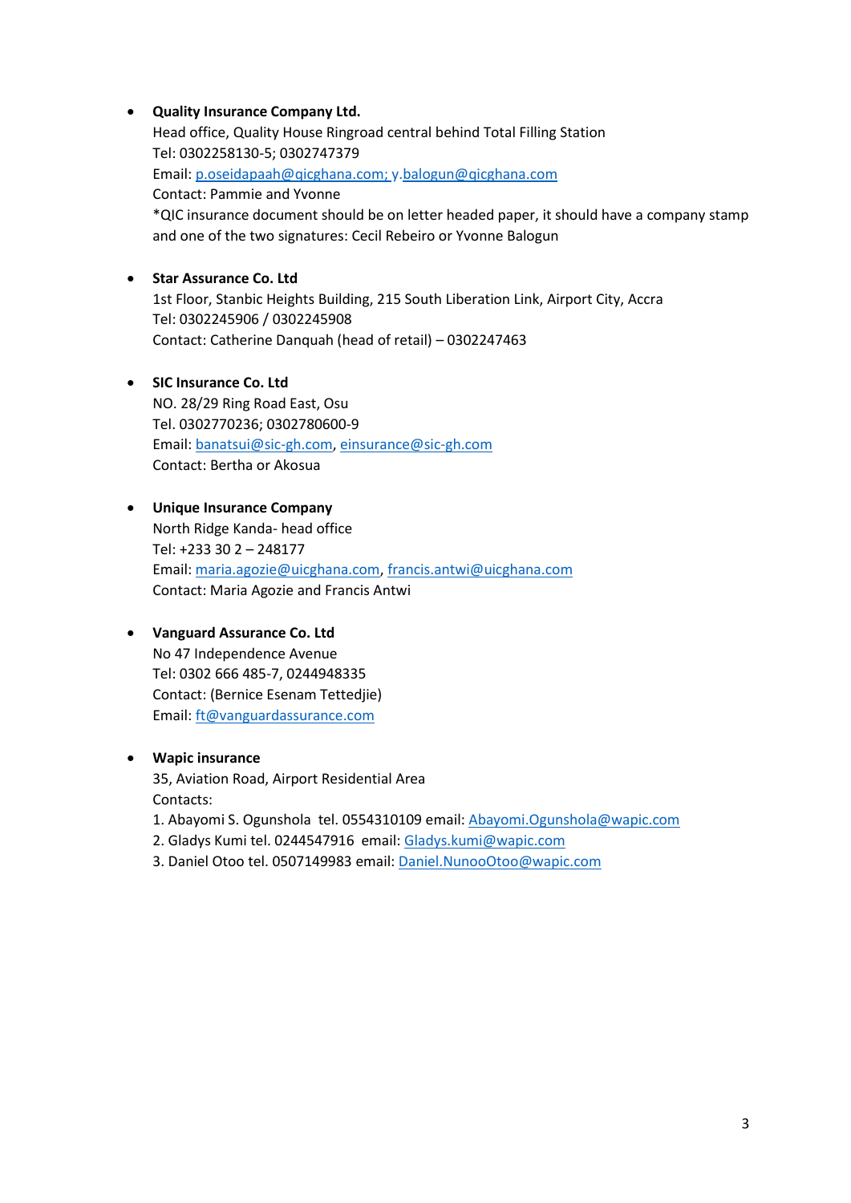- **Quality Insurance Company Ltd.**
  Head office, Quality House Ringroad central behind Total Filling Station
  Tel: 0302258130-5; 0302747379
  Email: p.oseidapaah@qicghana.com; y.balogun@qicghana.com
  Contact: Pammie and Yvonne
  *QIC insurance document should be on letter headed paper, it should have a company stamp and one of the two signatures: Cecil Rebeiro or Yvonne Balogun

- **Star Assurance Co. Ltd**
  1st Floor, Stanbic Heights Building, 215 South Liberation Link, Airport City, Accra
  Tel: 0302245906 / 0302245908
  Contact: Catherine Danquah (head of retail) – 0302247463

- **SIC Insurance Co. Ltd**
  NO. 28/29 Ring Road East, Osu
  Tel. 0302770236; 0302780600-9
  Email: banatsui@sic-gh.com, einsurance@sic-gh.com
  Contact: Bertha or Akosua

- **Unique Insurance Company**
  North Ridge Kanda- head office
  Tel: +233 30 2 – 248177
  Email: maria.agozie@uicghana.com, francis.antwi@uicghana.com
  Contact: Maria Agozie and Francis Antwi

- **Vanguard Assurance Co. Ltd**
  No 47 Independence Avenue
  Tel: 0302 666 485-7, 0244948335
  Contact: (Bernice Esenam Tettedjie)
  Email: ft@vanguardassurance.com

- **Wapic insurance**
  35, Aviation Road, Airport Residential Area
  Contacts:
  1. Abayomi S. Ogunshola tel. 0554310109 email: Abayomi.Ogunshola@wapic.com
  2. Gladys Kumi tel. 0244547916 email: Gladys.kumi@wapic.com
  3. Daniel Otoo tel. 0507149983 email: Daniel.NunooOtoo@wapic.com